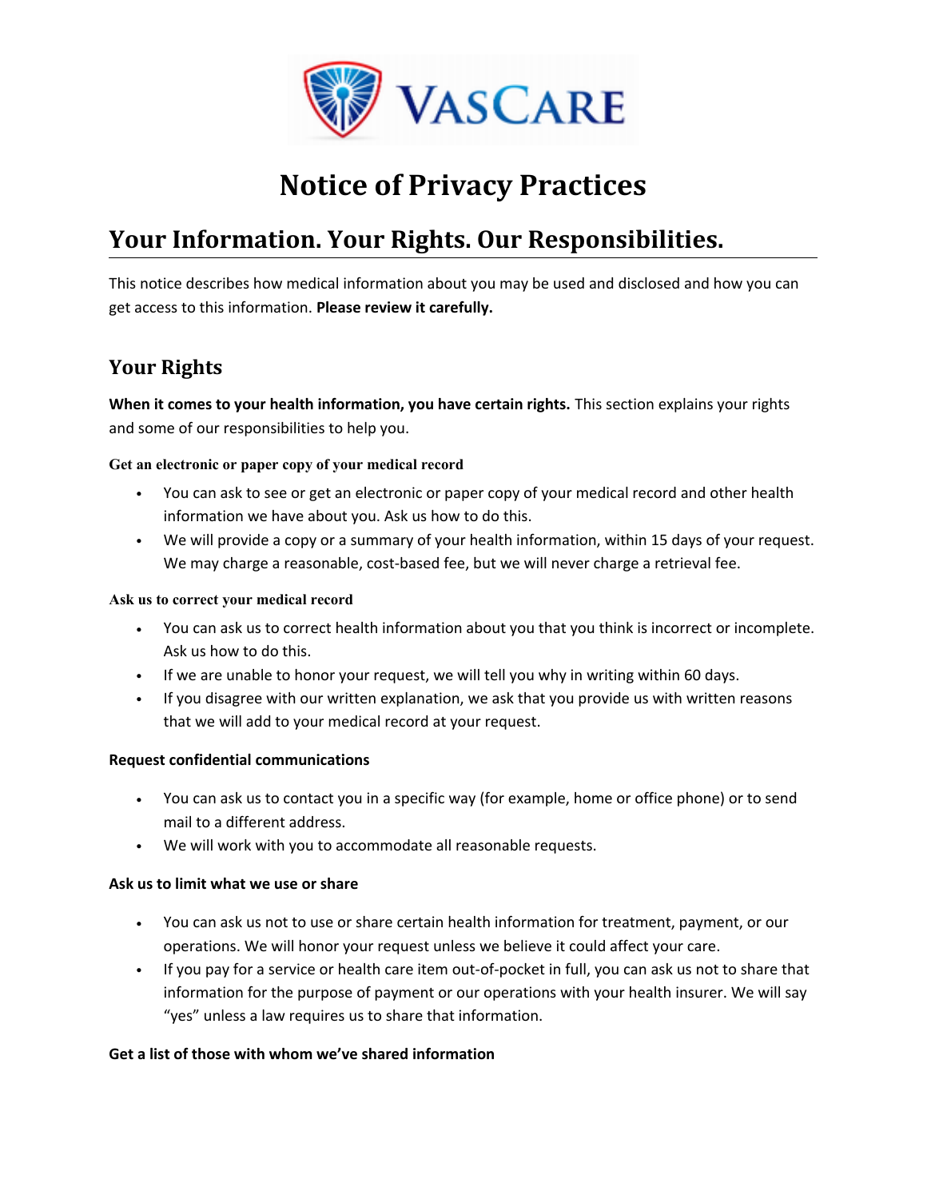VASCARE

# Notice of Privacy Practices

## Your Information. Your Rights. Our Responsibilities.

This notice describes how medical information about you may be used and disclosed and how you can get access to this information. **Please review it carefully.**

### Your Rights

**When it comes to your health information, you have certain rights.** This section explains your rights and some of our responsibilities to help you.

**Get an electronic or paper copy of your medical record**

- You can ask to see or get an electronic or paper copy of your medical record and other health information we have about you. Ask us how to do this.
- We will provide a copy or a summary of your health information, within 15 days of your request. We may charge a reasonable, cost-based fee, but we will never charge a retrieval fee.

**Ask us to correct your medical record**

- You can ask us to correct health information about you that you think is incorrect or incomplete. Ask us how to do this.
- If we are unable to honor your request, we will tell you why in writing within 60 days.
- If you disagree with our written explanation, we ask that you provide us with written reasons that we will add to your medical record at your request.

**Request confidential communications**

- You can ask us to contact you in a specific way (for example, home or office phone) or to send mail to a different address.
- We will work with you to accommodate all reasonable requests.

**Ask us to limit what we use or share**

- You can ask us not to use or share certain health information for treatment, payment, or our operations. We will honor your request unless we believe it could affect your care.
- If you pay for a service or health care item out-of-pocket in full, you can ask us not to share that information for the purpose of payment or our operations with your health insurer. We will say "yes" unless a law requires us to share that information.

**Get a list of those with whom we've shared information**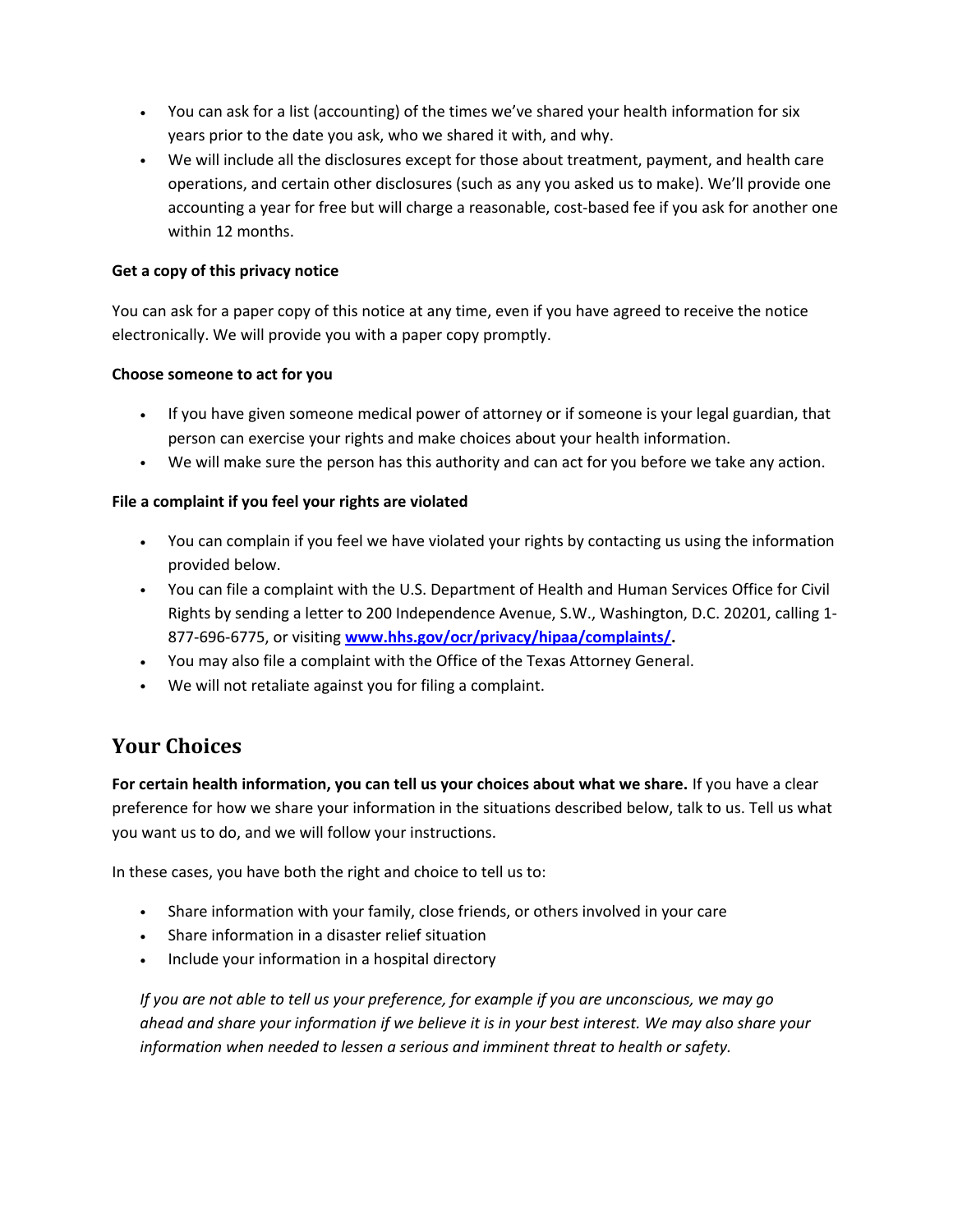- You can ask for a list (accounting) of the times we've shared your health information for six years prior to the date you ask, who we shared it with, and why.
- We will include all the disclosures except for those about treatment, payment, and health care operations, and certain other disclosures (such as any you asked us to make). We'll provide one accounting a year for free but will charge a reasonable, cost-based fee if you ask for another one within 12 months.

**Get a copy of this privacy notice**

You can ask for a paper copy of this notice at any time, even if you have agreed to receive the notice electronically. We will provide you with a paper copy promptly.

**Choose someone to act for you**

- If you have given someone medical power of attorney or if someone is your legal guardian, that person can exercise your rights and make choices about your health information.
- We will make sure the person has this authority and can act for you before we take any action.

**File a complaint if you feel your rights are violated**

- You can complain if you feel we have violated your rights by contacting us using the information provided below.
- You can file a complaint with the U.S. Department of Health and Human Services Office for Civil Rights by sending a letter to 200 Independence Avenue, S.W., Washington, D.C. 20201, calling 1-877-696-6775, or visiting **[www.hhs.gov/ocr/privacy/hipaa/complaints/](http://www.hhs.gov/ocr/privacy/hipaa/complaints/).**
- You may also file a complaint with the Office of the Texas Attorney General.
- We will not retaliate against you for filing a complaint.

## Your Choices

**For certain health information, you can tell us your choices about what we share.** If you have a clear preference for how we share your information in the situations described below, talk to us. Tell us what you want us to do, and we will follow your instructions.

In these cases, you have both the right and choice to tell us to:

- Share information with your family, close friends, or others involved in your care
- Share information in a disaster relief situation
- Include your information in a hospital directory

*If you are not able to tell us your preference, for example if you are unconscious, we may go ahead and share your information if we believe it is in your best interest. We may also share your information when needed to lessen a serious and imminent threat to health or safety.*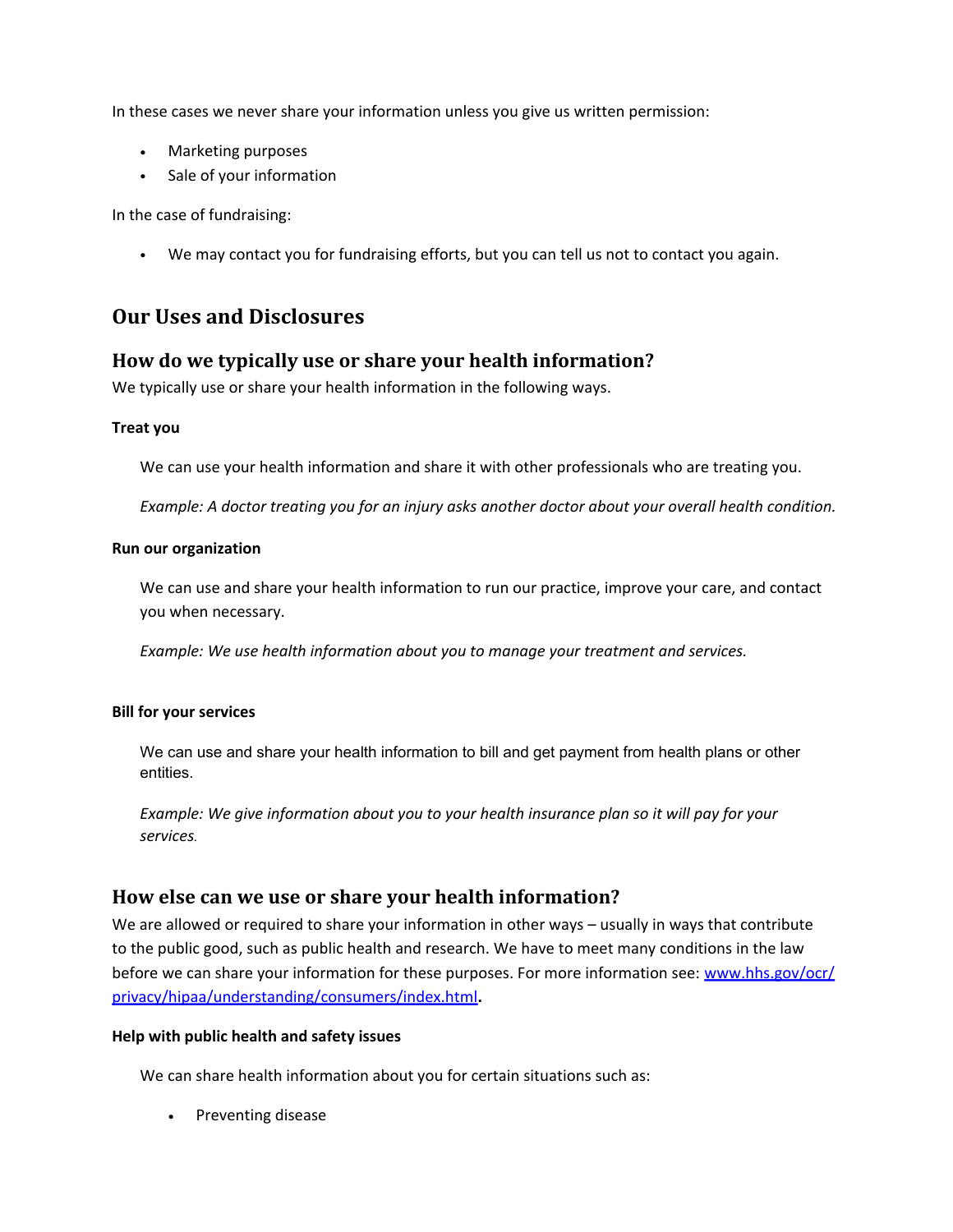In these cases we never share your information unless you give us written permission:

- Marketing purposes
- Sale of your information

In the case of fundraising:

- We may contact you for fundraising efforts, but you can tell us not to contact you again.

## Our Uses and Disclosures

### How do we typically use or share your health information?

We typically use or share your health information in the following ways.

**Treat you**

We can use your health information and share it with other professionals who are treating you.

*Example: A doctor treating you for an injury asks another doctor about your overall health condition.*

**Run our organization**

We can use and share your health information to run our practice, improve your care, and contact you when necessary.

*Example: We use health information about you to manage your treatment and services.*

**Bill for your services**

We can use and share your health information to bill and get payment from health plans or other entities.

*Example: We give information about you to your health insurance plan so it will pay for your services.*

### How else can we use or share your health information?

We are allowed or required to share your information in other ways – usually in ways that contribute to the public good, such as public health and research. We have to meet many conditions in the law before we can share your information for these purposes. For more information see: [www.hhs.gov/ocr/privacy/hipaa/understanding/consumers/index.html](www.hhs.gov/ocr/privacy/hipaa/understanding/consumers/index.html).

**Help with public health and safety issues**

We can share health information about you for certain situations such as:

- Preventing disease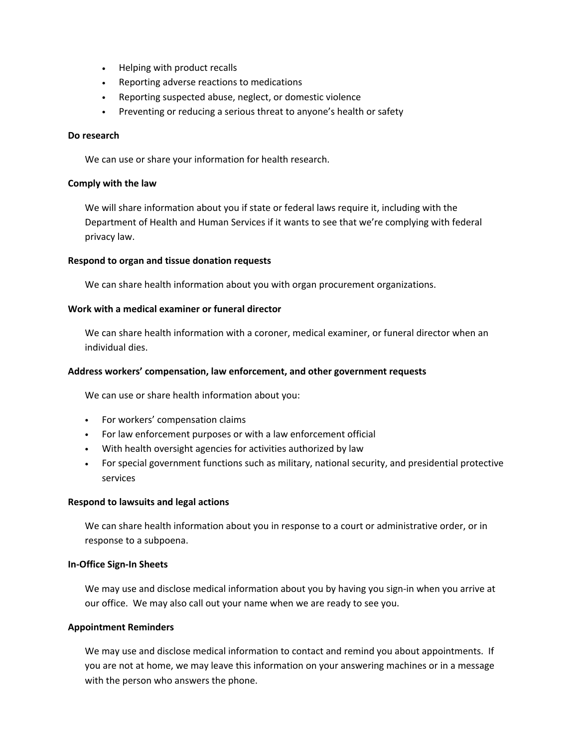- Helping with product recalls
- Reporting adverse reactions to medications
- Reporting suspected abuse, neglect, or domestic violence
- Preventing or reducing a serious threat to anyone's health or safety

**Do research**

We can use or share your information for health research.

**Comply with the law**

We will share information about you if state or federal laws require it, including with the Department of Health and Human Services if it wants to see that we're complying with federal privacy law.

**Respond to organ and tissue donation requests**

We can share health information about you with organ procurement organizations.

**Work with a medical examiner or funeral director**

We can share health information with a coroner, medical examiner, or funeral director when an individual dies.

**Address workers' compensation, law enforcement, and other government requests**

We can use or share health information about you:

- For workers' compensation claims
- For law enforcement purposes or with a law enforcement official
- With health oversight agencies for activities authorized by law
- For special government functions such as military, national security, and presidential protective services

**Respond to lawsuits and legal actions**

We can share health information about you in response to a court or administrative order, or in response to a subpoena.

**In-Office Sign-In Sheets**

We may use and disclose medical information about you by having you sign-in when you arrive at our office. We may also call out your name when we are ready to see you.

**Appointment Reminders**

We may use and disclose medical information to contact and remind you about appointments. If you are not at home, we may leave this information on your answering machines or in a message with the person who answers the phone.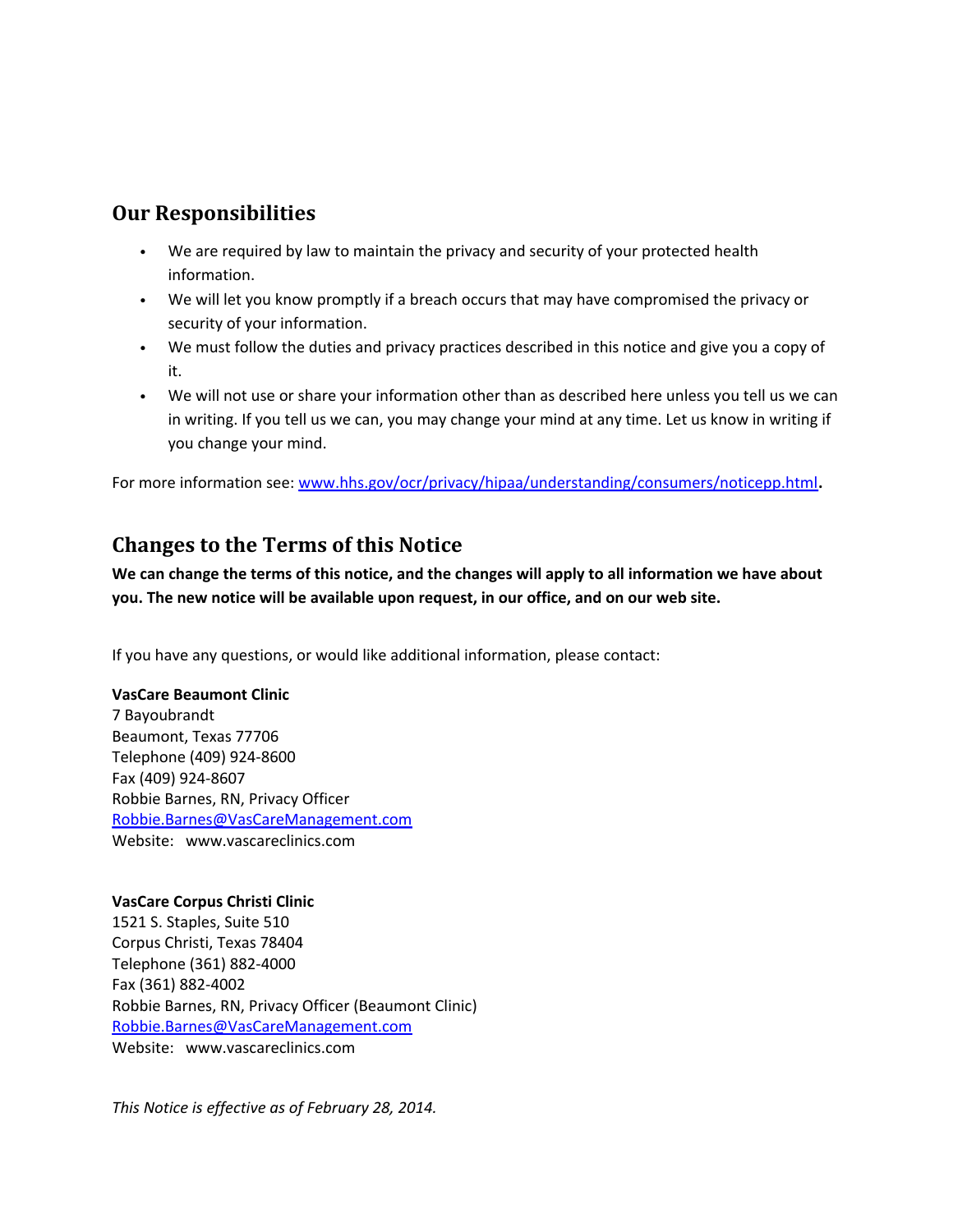## Our Responsibilities

- We are required by law to maintain the privacy and security of your protected health information.
- We will let you know promptly if a breach occurs that may have compromised the privacy or security of your information.
- We must follow the duties and privacy practices described in this notice and give you a copy of it.
- We will not use or share your information other than as described here unless you tell us we can in writing. If you tell us we can, you may change your mind at any time. Let us know in writing if you change your mind.

For more information see: www.hhs.gov/ocr/privacy/hipaa/understanding/consumers/noticepp.html.

## Changes to the Terms of this Notice

**We can change the terms of this notice, and the changes will apply to all information we have about you. The new notice will be available upon request, in our office, and on our web site.**

If you have any questions, or would like additional information, please contact:

**VasCare Beaumont Clinic**
7 Bayoubrandt
Beaumont, Texas 77706
Telephone (409) 924-8600
Fax (409) 924-8607
Robbie Barnes, RN, Privacy Officer
Robbie.Barnes@VasCareManagement.com
Website: www.vascareclinics.com

**VasCare Corpus Christi Clinic**
1521 S. Staples, Suite 510
Corpus Christi, Texas 78404
Telephone (361) 882-4000
Fax (361) 882-4002
Robbie Barnes, RN, Privacy Officer (Beaumont Clinic)
Robbie.Barnes@VasCareManagement.com
Website: www.vascareclinics.com

*This Notice is effective as of February 28, 2014.*